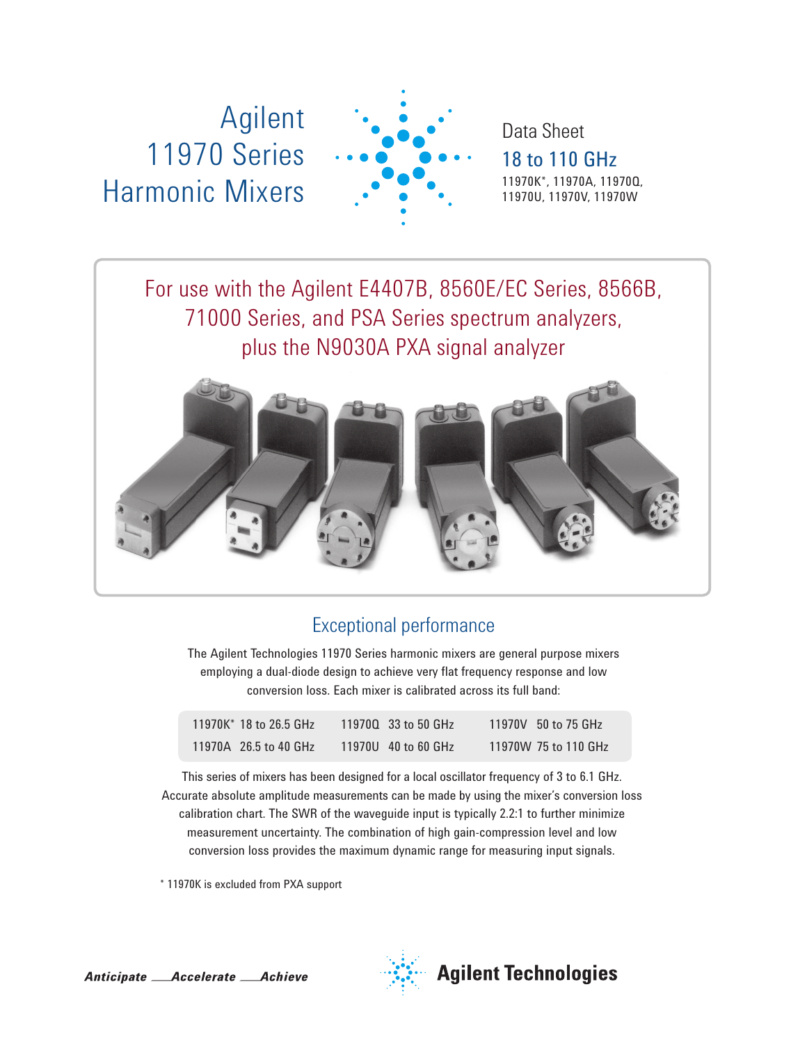# Agilent 11970 Series Harmonic Mixers

Data Sheet

## 18 to 110 GHz

11970K*, 11970A, 11970Q, 11970U, 11970V, 11970W

For use with the Agilent E4407B, 8560E/EC Series, 8566B, 71000 Series, and PSA Series spectrum analyzers, plus the N9030A PXA signal analyzer

## Exceptional performance

The Agilent Technologies 11970 Series harmonic mixers are general purpose mixers employing a dual-diode design to achieve very flat frequency response and low conversion loss. Each mixer is calibrated across its full band:

| | | |
|---|---|---|
| 11970K* 18 to 26.5 GHz | 11970Q 33 to 50 GHz | 11970V 50 to 75 GHz |
| 11970A 26.5 to 40 GHz | 11970U 40 to 60 GHz | 11970W 75 to 110 GHz |

This series of mixers has been designed for a local oscillator frequency of 3 to 6.1 GHz. Accurate absolute amplitude measurements can be made by using the mixer's conversion loss calibration chart. The SWR of the waveguide input is typically 2.2:1 to further minimize measurement uncertainty. The combination of high gain-compression level and low conversion loss provides the maximum dynamic range for measuring input signals.

\* 11970K is excluded from PXA support

*Anticipate \_\_Accelerate \_\_Achieve*

Agilent Technologies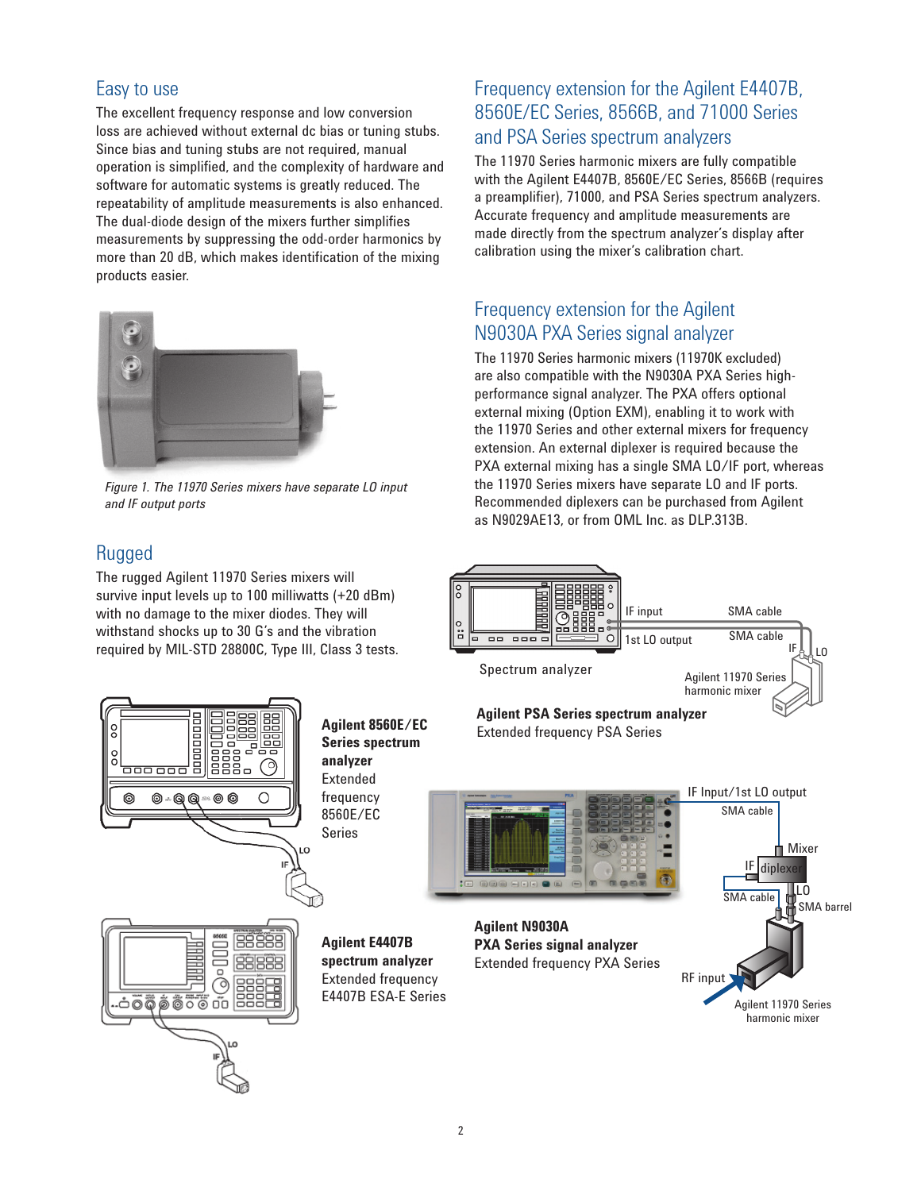## Easy to use

The excellent frequency response and low conversion loss are achieved without external dc bias or tuning stubs. Since bias and tuning stubs are not required, manual operation is simplified, and the complexity of hardware and software for automatic systems is greatly reduced. The repeatability of amplitude measurements is also enhanced. The dual-diode design of the mixers further simplifies measurements by suppressing the odd-order harmonics by more than 20 dB, which makes identification of the mixing products easier.

*Figure 1. The 11970 Series mixers have separate LO input and IF output ports*

## Rugged

The rugged Agilent 11970 Series mixers will survive input levels up to 100 milliwatts (+20 dBm) with no damage to the mixer diodes. They will withstand shocks up to 30 G's and the vibration required by MIL-STD 28800C, Type III, Class 3 tests.

**Agilent 8560E/EC Series spectrum analyzer**
Extended frequency 8560E/EC Series

**Agilent E4407B spectrum analyzer**
Extended frequency E4407B ESA-E Series

## Frequency extension for the Agilent E4407B, 8560E/EC Series, 8566B, and 71000 Series and PSA Series spectrum analyzers

The 11970 Series harmonic mixers are fully compatible with the Agilent E4407B, 8560E/EC Series, 8566B (requires a preamplifier), 71000, and PSA Series spectrum analyzers. Accurate frequency and amplitude measurements are made directly from the spectrum analyzer's display after calibration using the mixer's calibration chart.

## Frequency extension for the Agilent N9030A PXA Series signal analyzer

The 11970 Series harmonic mixers (11970K excluded) are also compatible with the N9030A PXA Series high-performance signal analyzer. The PXA offers optional external mixing (Option EXM), enabling it to work with the 11970 Series and other external mixers for frequency extension. An external diplexer is required because the PXA external mixing has a single SMA LO/IF port, whereas the 11970 Series mixers have separate LO and IF ports. Recommended diplexers can be purchased from Agilent as N9029AE13, or from OML Inc. as DLP.313B.

**Agilent PSA Series spectrum analyzer**
Extended frequency PSA Series

**Agilent N9030A PXA Series signal analyzer**
Extended frequency PXA Series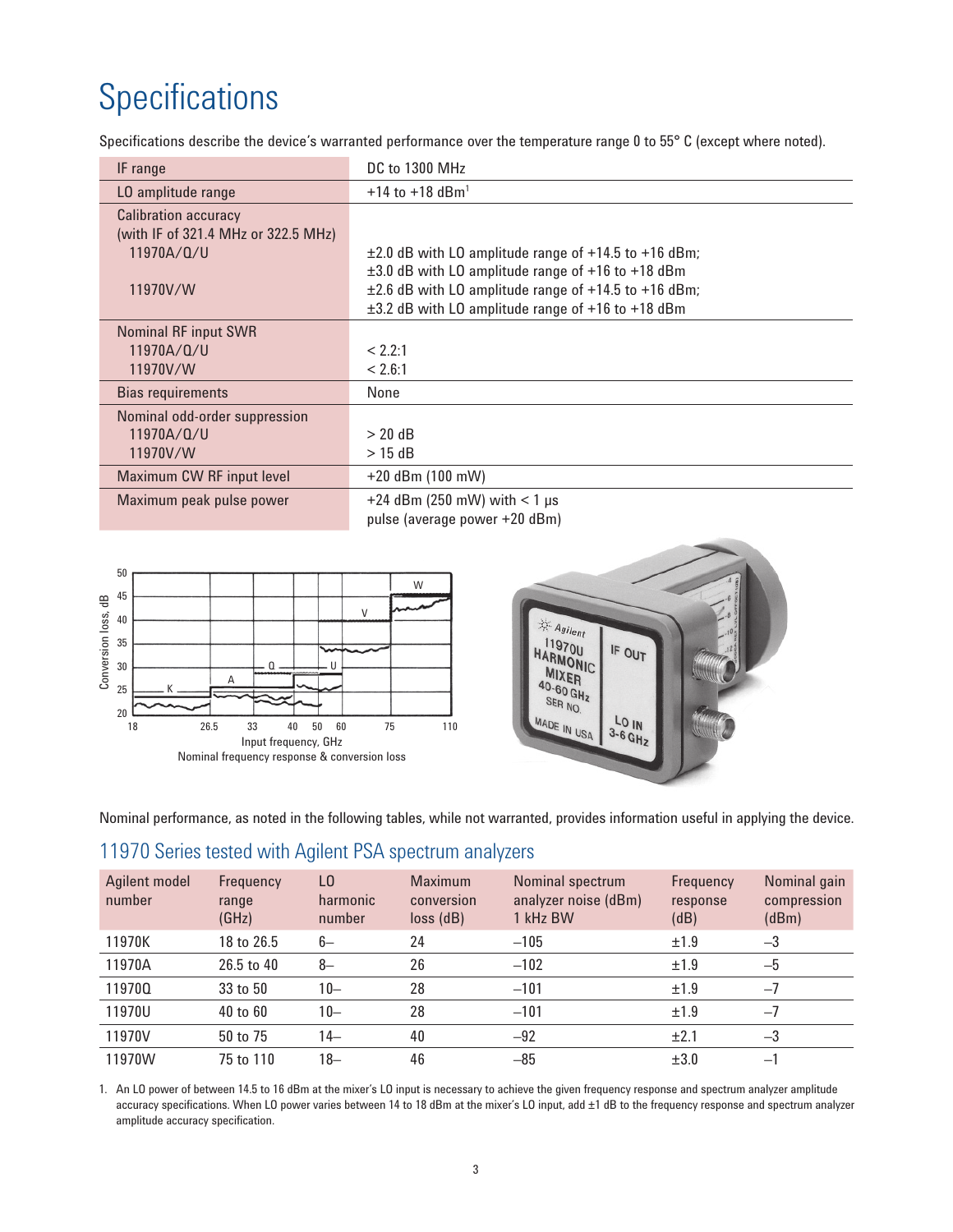# Specifications

Specifications describe the device's warranted performance over the temperature range 0 to 55° C (except where noted).

| | |
|---|---|
| IF range | DC to 1300 MHz |
| LO amplitude range | +14 to +18 dBm[1] |
| Calibration accuracy (with IF of 321.4 MHz or 322.5 MHz) 11970A/Q/U | ±2.0 dB with LO amplitude range of +14.5 to +16 dBm; ±3.0 dB with LO amplitude range of +16 to +18 dBm |
| 11970V/W | ±2.6 dB with LO amplitude range of +14.5 to +16 dBm; ±3.2 dB with LO amplitude range of +16 to +18 dBm |
| Nominal RF input SWR 11970A/Q/U | < 2.2:1 |
| 11970V/W | < 2.6:1 |
| Bias requirements | None |
| Nominal odd-order suppression 11970A/Q/U | > 20 dB |
| 11970V/W | > 15 dB |
| Maximum CW RF input level | +20 dBm (100 mW) |
| Maximum peak pulse power | +24 dBm (250 mW) with < 1 µs pulse (average power +20 dBm) |

Nominal frequency response & conversion loss

Nominal performance, as noted in the following tables, while not warranted, provides information useful in applying the device.

## 11970 Series tested with Agilent PSA spectrum analyzers

| Agilent model number | Frequency range (GHz) | LO harmonic number | Maximum conversion loss (dB) | Nominal spectrum analyzer noise (dBm) 1 kHz BW | Frequency response (dB) | Nominal gain compression (dBm) |
|---|---|---|---|---|---|---|
| 11970K | 18 to 26.5 | 6– | 24 | –105 | ±1.9 | –3 |
| 11970A | 26.5 to 40 | 8– | 26 | –102 | ±1.9 | –5 |
| 11970Q | 33 to 50 | 10– | 28 | –101 | ±1.9 | –7 |
| 11970U | 40 to 60 | 10– | 28 | –101 | ±1.9 | –7 |
| 11970V | 50 to 75 | 14– | 40 | –92 | ±2.1 | –3 |
| 11970W | 75 to 110 | 18– | 46 | –85 | ±3.0 | –1 |

1. An LO power of between 14.5 to 16 dBm at the mixer's LO input is necessary to achieve the given frequency response and spectrum analyzer amplitude accuracy specifications. When LO power varies between 14 to 18 dBm at the mixer's LO input, add ±1 dB to the frequency response and spectrum analyzer amplitude accuracy specification.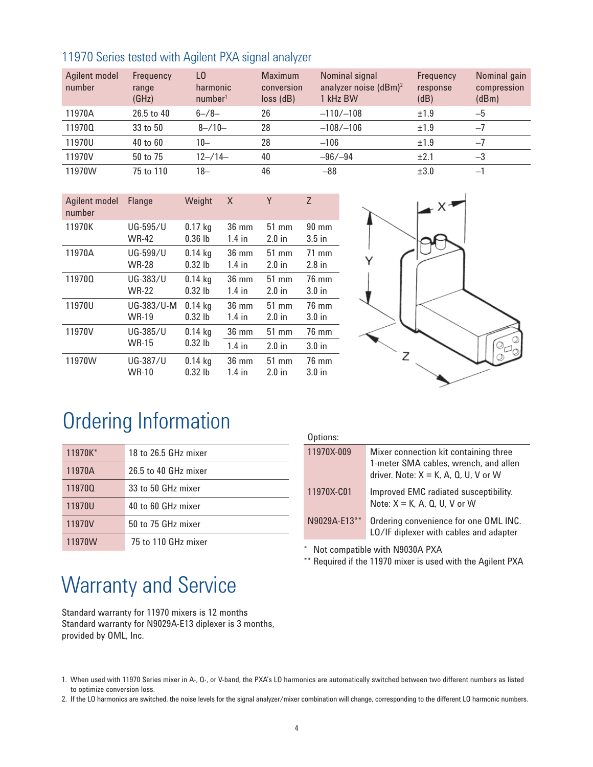### 11970 Series tested with Agilent PXA signal analyzer

| Agilent model number | Frequency range (GHz) | LO harmonic number[1] | Maximum conversion loss (dB) | Nominal signal analyzer noise (dBm)[2] 1 kHz BW | Frequency response (dB) | Nominal gain compression (dBm) |
|---|---|---|---|---|---|---|
| 11970A | 26.5 to 40 | 6–/8– | 26 | –110/–108 | ±1.9 | –5 |
| 11970Q | 33 to 50 | 8–/10– | 28 | –108/–106 | ±1.9 | –7 |
| 11970U | 40 to 60 | 10– | 28 | –106 | ±1.9 | –7 |
| 11970V | 50 to 75 | 12–/14– | 40 | –96/–94 | ±2.1 | –3 |
| 11970W | 75 to 110 | 18– | 46 | –88 | ±3.0 | –1 |

| Agilent model number | Flange | Weight | X | Y | Z |
|---|---|---|---|---|---|
| 11970K | UG-595/U WR-42 | 0.17 kg 0.36 lb | 36 mm 1.4 in | 51 mm 2.0 in | 90 mm 3.5 in |
| 11970A | UG-599/U WR-28 | 0.14 kg 0.32 lb | 36 mm 1.4 in | 51 mm 2.0 in | 71 mm 2.8 in |
| 11970Q | UG-383/U WR-22 | 0.14 kg 0.32 lb | 36 mm 1.4 in | 51 mm 2.0 in | 76 mm 3.0 in |
| 11970U | UG-383/U-M WR-19 | 0.14 kg 0.32 lb | 36 mm 1.4 in | 51 mm 2.0 in | 76 mm 3.0 in |
| 11970V | UG-385/U WR-15 | 0.14 kg 0.32 lb | 36 mm 1.4 in | 51 mm 2.0 in | 76 mm 3.0 in |
| 11970W | UG-387/U WR-10 | 0.14 kg 0.32 lb | 36 mm 1.4 in | 51 mm 2.0 in | 76 mm 3.0 in |

# Ordering Information

| | |
|---|---|
| 11970K* | 18 to 26.5 GHz mixer |
| 11970A | 26.5 to 40 GHz mixer |
| 11970Q | 33 to 50 GHz mixer |
| 11970U | 40 to 60 GHz mixer |
| 11970V | 50 to 75 GHz mixer |
| 11970W | 75 to 110 GHz mixer |

Options:

| | |
|---|---|
| 11970X-009 | Mixer connection kit containing three 1-meter SMA cables, wrench, and allen driver. Note: X = K, A, Q, U, V or W |
| 11970X-C01 | Improved EMC radiated susceptibility. Note: X = K, A, Q, U, V or W |
| N9029A-E13** | Ordering convenience for one OML INC. LO/IF diplexer with cables and adapter |

\* Not compatible with N9030A PXA

** Required if the 11970 mixer is used with the Agilent PXA

# Warranty and Service

Standard warranty for 11970 mixers is 12 months
Standard warranty for N9029A-E13 diplexer is 3 months, provided by OML, Inc.

1. When used with 11970 Series mixer in A-, Q-, or V-band, the PXA's LO harmonics are automatically switched between two different numbers as listed to optimize conversion loss.
2. If the LO harmonics are switched, the noise levels for the signal analyzer/mixer combination will change, corresponding to the different LO harmonic numbers.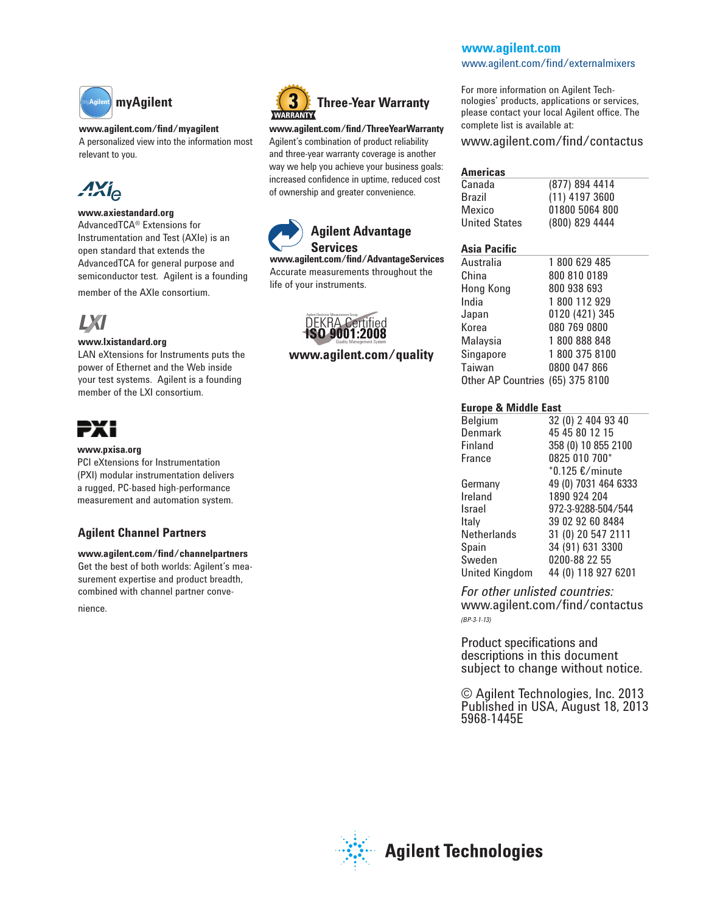### myAgilent

**www.agilent.com/find/myagilent**
A personalized view into the information most relevant to you.

### AXIe

**www.axiestandard.org**
AdvancedTCA® Extensions for Instrumentation and Test (AXIe) is an open standard that extends the AdvancedTCA for general purpose and semiconductor test. Agilent is a founding member of the AXIe consortium.

### LXI

**www.lxistandard.org**
LAN eXtensions for Instruments puts the power of Ethernet and the Web inside your test systems. Agilent is a founding member of the LXI consortium.

### PXI

**www.pxisa.org**
PCI eXtensions for Instrumentation (PXI) modular instrumentation delivers a rugged, PC-based high-performance measurement and automation system.

### Agilent Channel Partners

**www.agilent.com/find/channelpartners**
Get the best of both worlds: Agilent's measurement expertise and product breadth, combined with channel partner convenience.

### Three-Year Warranty

**www.agilent.com/find/ThreeYearWarranty**
Agilent's combination of product reliability and three-year warranty coverage is another way we help you achieve your business goals: increased confidence in uptime, reduced cost of ownership and greater convenience.

### Agilent Advantage Services

**www.agilent.com/find/AdvantageServices**
Accurate measurements throughout the life of your instruments.

Agilent Electronic Measurement Group
DEKRA Certified
ISO 9001:2008
Quality Management System

**www.agilent.com/quality**

**www.agilent.com**
www.agilent.com/find/externalmixers

For more information on Agilent Technologies' products, applications or services, please contact your local Agilent office. The complete list is available at:

www.agilent.com/find/contactus

**Americas**

| | |
|---|---|
| Canada | (877) 894 4414 |
| Brazil | (11) 4197 3600 |
| Mexico | 01800 5064 800 |
| United States | (800) 829 4444 |

**Asia Pacific**

| | |
|---|---|
| Australia | 1 800 629 485 |
| China | 800 810 0189 |
| Hong Kong | 800 938 693 |
| India | 1 800 112 929 |
| Japan | 0120 (421) 345 |
| Korea | 080 769 0800 |
| Malaysia | 1 800 888 848 |
| Singapore | 1 800 375 8100 |
| Taiwan | 0800 047 866 |
| Other AP Countries | (65) 375 8100 |

**Europe & Middle East**

| | |
|---|---|
| Belgium | 32 (0) 2 404 93 40 |
| Denmark | 45 45 80 12 15 |
| Finland | 358 (0) 10 855 2100 |
| France | 0825 010 700* *0.125 €/minute |
| Germany | 49 (0) 7031 464 6333 |
| Ireland | 1890 924 204 |
| Israel | 972-3-9288-504/544 |
| Italy | 39 02 92 60 8484 |
| Netherlands | 31 (0) 20 547 2111 |
| Spain | 34 (91) 631 3300 |
| Sweden | 0200-88 22 55 |
| United Kingdom | 44 (0) 118 927 6201 |

*For other unlisted countries:*
www.agilent.com/find/contactus
*(BP-3-1-13)*

Product specifications and descriptions in this document subject to change without notice.

© Agilent Technologies, Inc. 2013
Published in USA, August 18, 2013
5968-1445E

Agilent Technologies